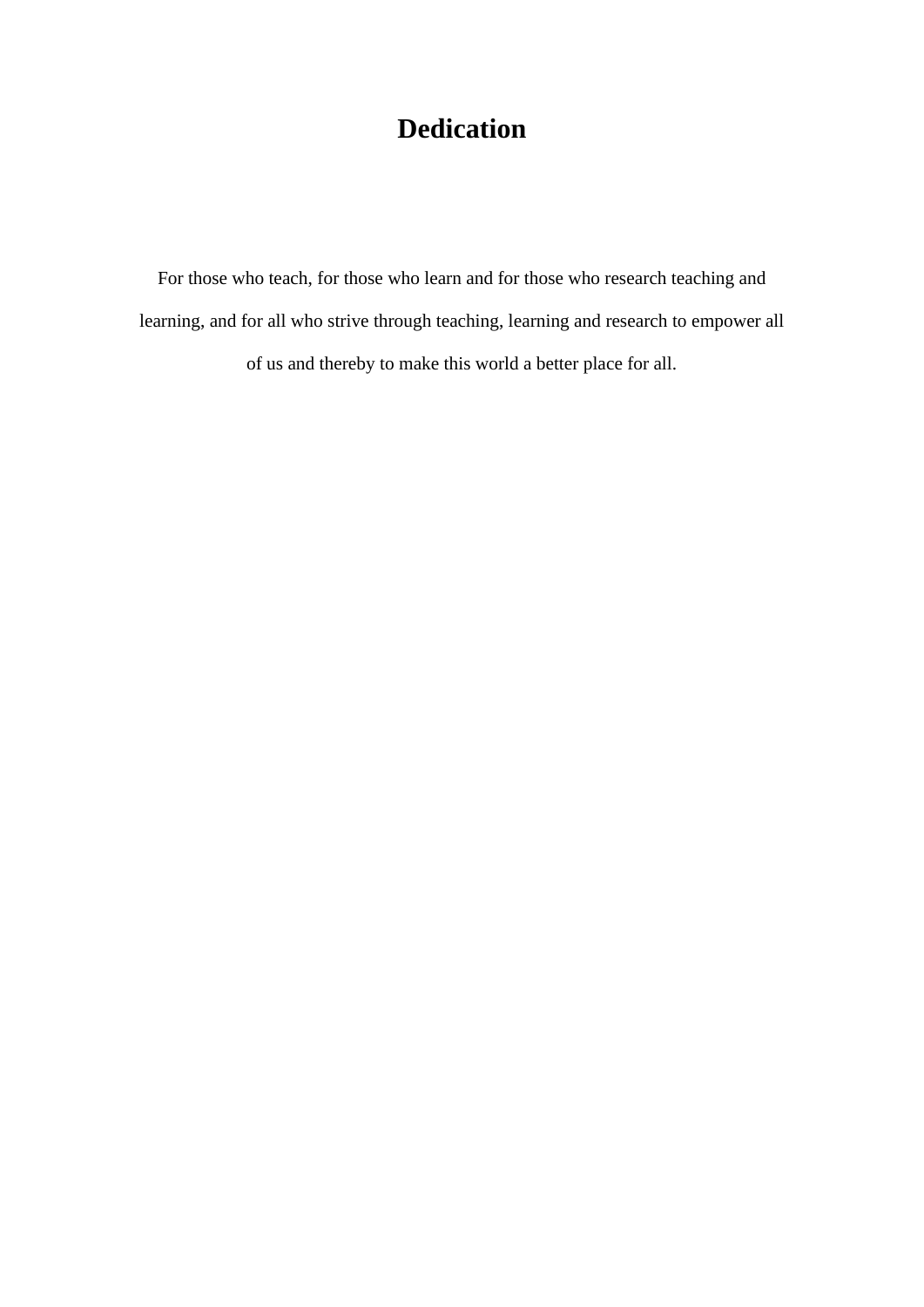# Dedication

For those who teach, for those who learn and for those who research teaching and learning, and for all who strive through teaching, learning and research to empower all of us and thereby to make this world a better place for all.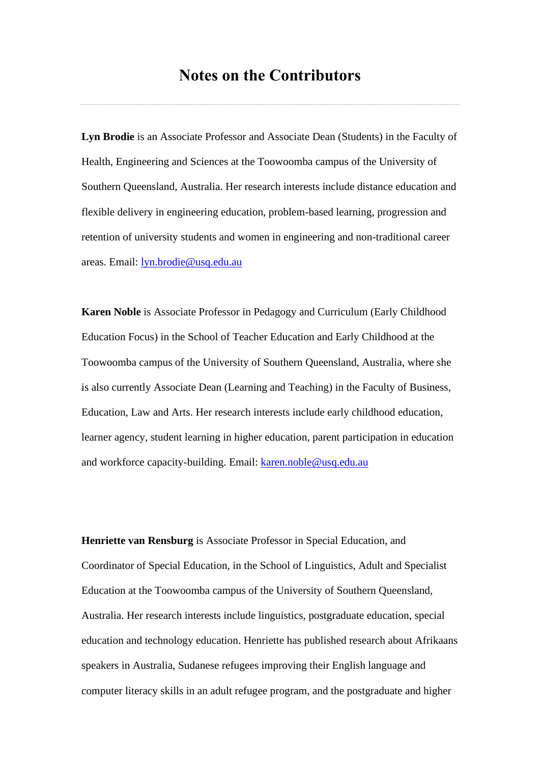# Notes on the Contributors

---

**Lyn Brodie** is an Associate Professor and Associate Dean (Students) in the Faculty of Health, Engineering and Sciences at the Toowoomba campus of the University of Southern Queensland, Australia. Her research interests include distance education and flexible delivery in engineering education, problem-based learning, progression and retention of university students and women in engineering and non-traditional career areas. Email: lyn.brodie@usq.edu.au

**Karen Noble** is Associate Professor in Pedagogy and Curriculum (Early Childhood Education Focus) in the School of Teacher Education and Early Childhood at the Toowoomba campus of the University of Southern Queensland, Australia, where she is also currently Associate Dean (Learning and Teaching) in the Faculty of Business, Education, Law and Arts. Her research interests include early childhood education, learner agency, student learning in higher education, parent participation in education and workforce capacity-building. Email: karen.noble@usq.edu.au

**Henriette van Rensburg** is Associate Professor in Special Education, and Coordinator of Special Education, in the School of Linguistics, Adult and Specialist Education at the Toowoomba campus of the University of Southern Queensland, Australia. Her research interests include linguistics, postgraduate education, special education and technology education. Henriette has published research about Afrikaans speakers in Australia, Sudanese refugees improving their English language and computer literacy skills in an adult refugee program, and the postgraduate and higher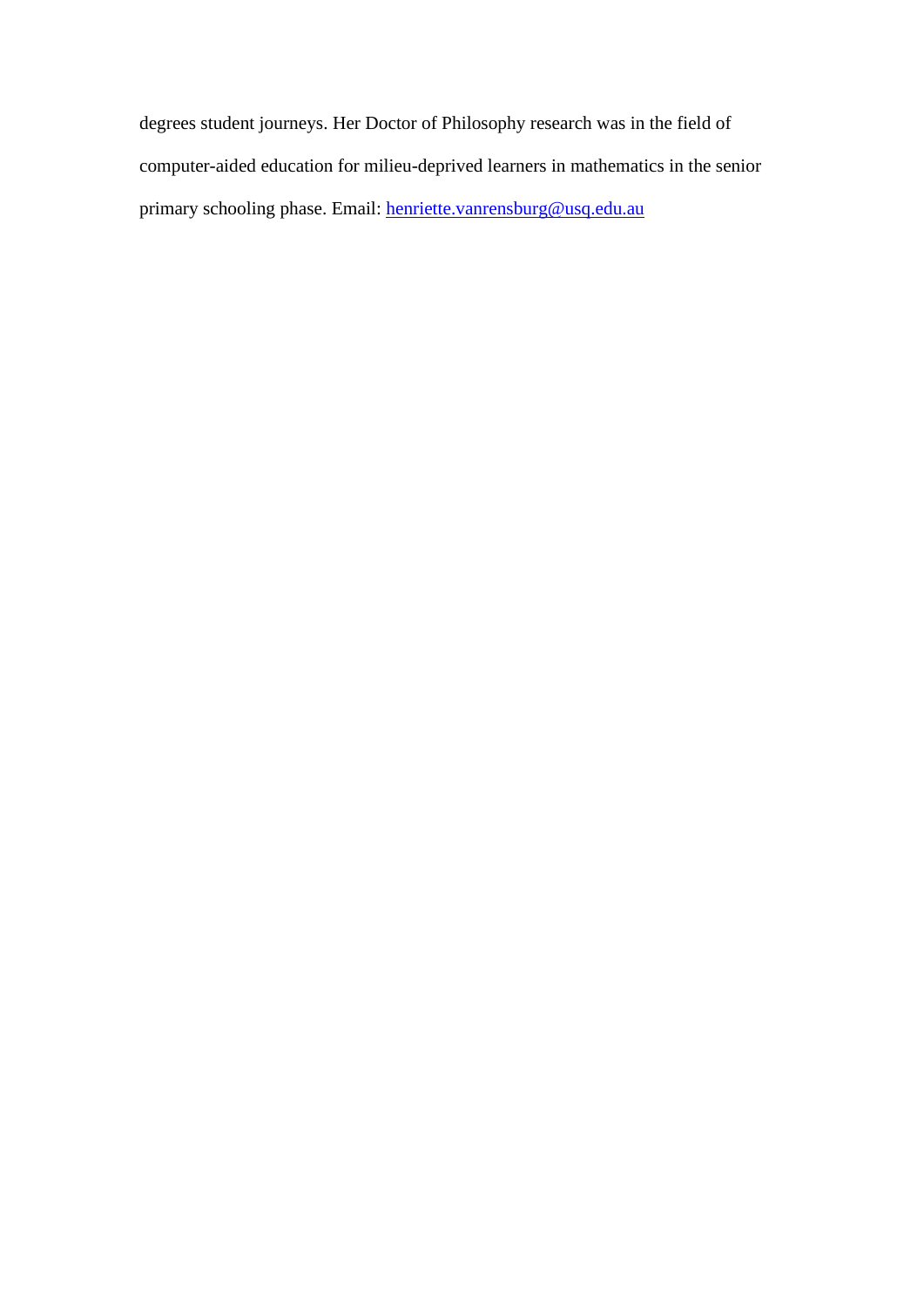degrees student journeys. Her Doctor of Philosophy research was in the field of computer-aided education for milieu-deprived learners in mathematics in the senior primary schooling phase. Email: [henriette.vanrensburg@usq.edu.au](mailto:henriette.vanrensburg@usq.edu.au)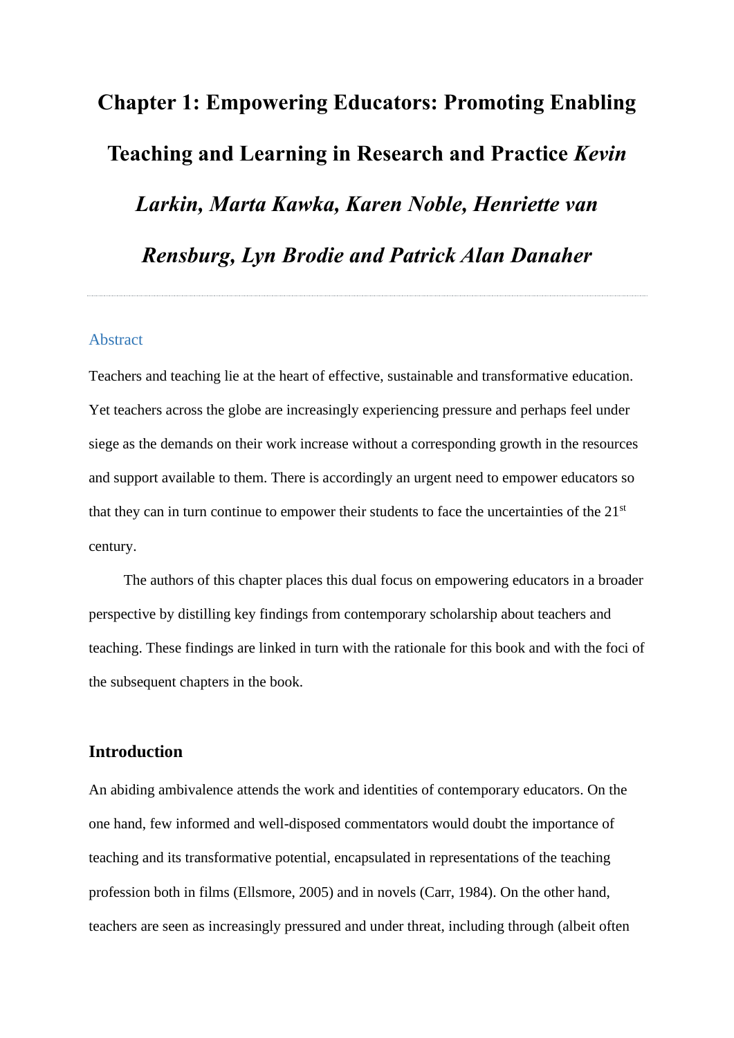# Chapter 1: Empowering Educators: Promoting Enabling Teaching and Learning in Research and Practice *Kevin Larkin, Marta Kawka, Karen Noble, Henriette van Rensburg, Lyn Brodie and Patrick Alan Danaher*

## Abstract

Teachers and teaching lie at the heart of effective, sustainable and transformative education. Yet teachers across the globe are increasingly experiencing pressure and perhaps feel under siege as the demands on their work increase without a corresponding growth in the resources and support available to them. There is accordingly an urgent need to empower educators so that they can in turn continue to empower their students to face the uncertainties of the 21st century.

The authors of this chapter places this dual focus on empowering educators in a broader perspective by distilling key findings from contemporary scholarship about teachers and teaching. These findings are linked in turn with the rationale for this book and with the foci of the subsequent chapters in the book.

## Introduction

An abiding ambivalence attends the work and identities of contemporary educators. On the one hand, few informed and well-disposed commentators would doubt the importance of teaching and its transformative potential, encapsulated in representations of the teaching profession both in films (Ellsmore, 2005) and in novels (Carr, 1984). On the other hand, teachers are seen as increasingly pressured and under threat, including through (albeit often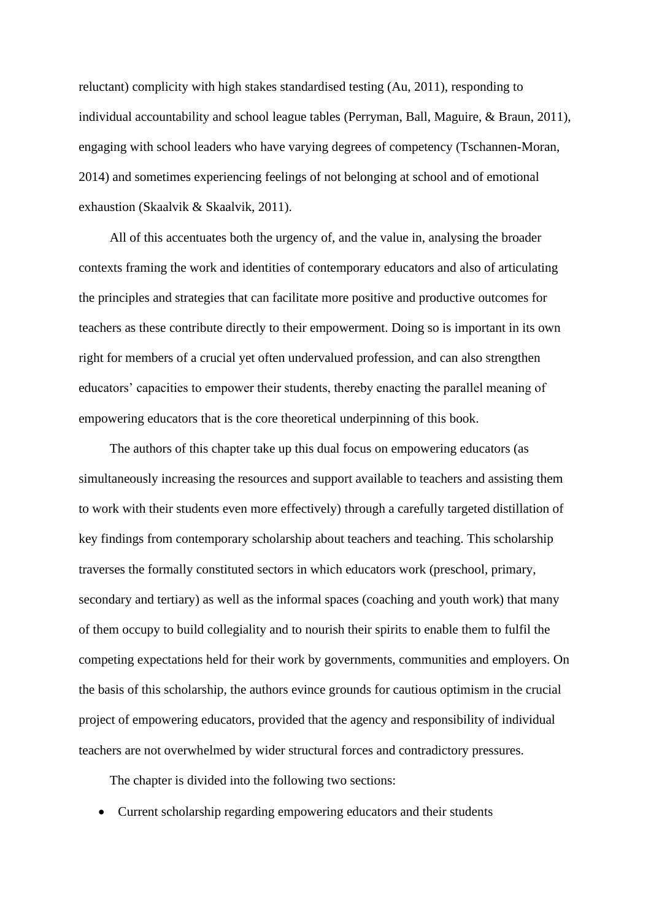reluctant) complicity with high stakes standardised testing (Au, 2011), responding to individual accountability and school league tables (Perryman, Ball, Maguire, & Braun, 2011), engaging with school leaders who have varying degrees of competency (Tschannen-Moran, 2014) and sometimes experiencing feelings of not belonging at school and of emotional exhaustion (Skaalvik & Skaalvik, 2011).

All of this accentuates both the urgency of, and the value in, analysing the broader contexts framing the work and identities of contemporary educators and also of articulating the principles and strategies that can facilitate more positive and productive outcomes for teachers as these contribute directly to their empowerment. Doing so is important in its own right for members of a crucial yet often undervalued profession, and can also strengthen educators' capacities to empower their students, thereby enacting the parallel meaning of empowering educators that is the core theoretical underpinning of this book.

The authors of this chapter take up this dual focus on empowering educators (as simultaneously increasing the resources and support available to teachers and assisting them to work with their students even more effectively) through a carefully targeted distillation of key findings from contemporary scholarship about teachers and teaching. This scholarship traverses the formally constituted sectors in which educators work (preschool, primary, secondary and tertiary) as well as the informal spaces (coaching and youth work) that many of them occupy to build collegiality and to nourish their spirits to enable them to fulfil the competing expectations held for their work by governments, communities and employers. On the basis of this scholarship, the authors evince grounds for cautious optimism in the crucial project of empowering educators, provided that the agency and responsibility of individual teachers are not overwhelmed by wider structural forces and contradictory pressures.

The chapter is divided into the following two sections:

- Current scholarship regarding empowering educators and their students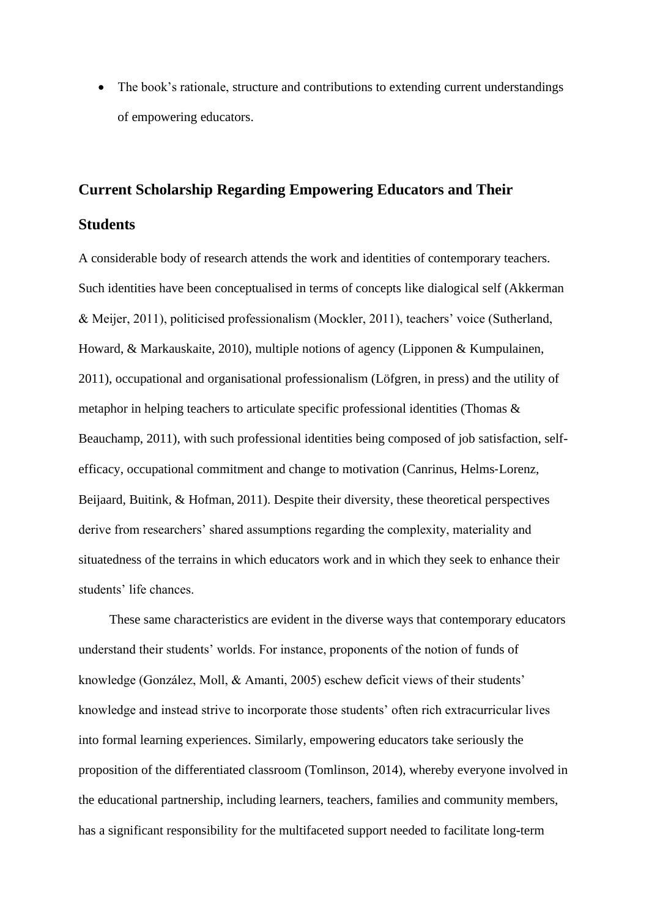- The book's rationale, structure and contributions to extending current understandings of empowering educators.

## Current Scholarship Regarding Empowering Educators and Their Students

A considerable body of research attends the work and identities of contemporary teachers. Such identities have been conceptualised in terms of concepts like dialogical self (Akkerman & Meijer, 2011), politicised professionalism (Mockler, 2011), teachers' voice (Sutherland, Howard, & Markauskaite, 2010), multiple notions of agency (Lipponen & Kumpulainen, 2011), occupational and organisational professionalism (Löfgren, in press) and the utility of metaphor in helping teachers to articulate specific professional identities (Thomas & Beauchamp, 2011), with such professional identities being composed of job satisfaction, self-efficacy, occupational commitment and change to motivation (Canrinus, Helms-Lorenz, Beijaard, Buitink, & Hofman, 2011). Despite their diversity, these theoretical perspectives derive from researchers' shared assumptions regarding the complexity, materiality and situatedness of the terrains in which educators work and in which they seek to enhance their students' life chances.

These same characteristics are evident in the diverse ways that contemporary educators understand their students' worlds. For instance, proponents of the notion of funds of knowledge (González, Moll, & Amanti, 2005) eschew deficit views of their students' knowledge and instead strive to incorporate those students' often rich extracurricular lives into formal learning experiences. Similarly, empowering educators take seriously the proposition of the differentiated classroom (Tomlinson, 2014), whereby everyone involved in the educational partnership, including learners, teachers, families and community members, has a significant responsibility for the multifaceted support needed to facilitate long-term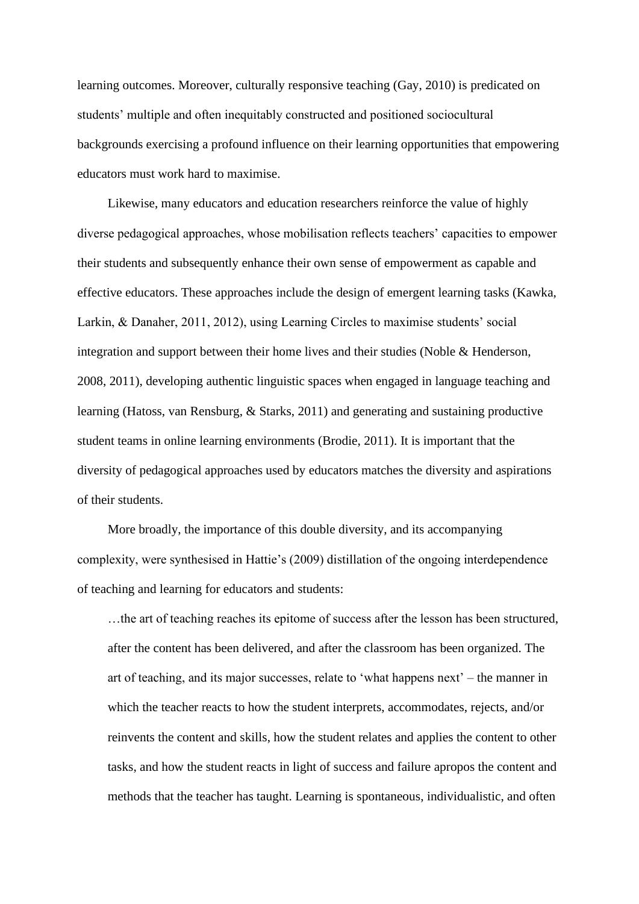learning outcomes. Moreover, culturally responsive teaching (Gay, 2010) is predicated on students' multiple and often inequitably constructed and positioned sociocultural backgrounds exercising a profound influence on their learning opportunities that empowering educators must work hard to maximise.

Likewise, many educators and education researchers reinforce the value of highly diverse pedagogical approaches, whose mobilisation reflects teachers' capacities to empower their students and subsequently enhance their own sense of empowerment as capable and effective educators. These approaches include the design of emergent learning tasks (Kawka, Larkin, & Danaher, 2011, 2012), using Learning Circles to maximise students' social integration and support between their home lives and their studies (Noble & Henderson, 2008, 2011), developing authentic linguistic spaces when engaged in language teaching and learning (Hatoss, van Rensburg, & Starks, 2011) and generating and sustaining productive student teams in online learning environments (Brodie, 2011). It is important that the diversity of pedagogical approaches used by educators matches the diversity and aspirations of their students.

More broadly, the importance of this double diversity, and its accompanying complexity, were synthesised in Hattie's (2009) distillation of the ongoing interdependence of teaching and learning for educators and students:

> …the art of teaching reaches its epitome of success after the lesson has been structured, after the content has been delivered, and after the classroom has been organized. The art of teaching, and its major successes, relate to 'what happens next' – the manner in which the teacher reacts to how the student interprets, accommodates, rejects, and/or reinvents the content and skills, how the student relates and applies the content to other tasks, and how the student reacts in light of success and failure apropos the content and methods that the teacher has taught. Learning is spontaneous, individualistic, and often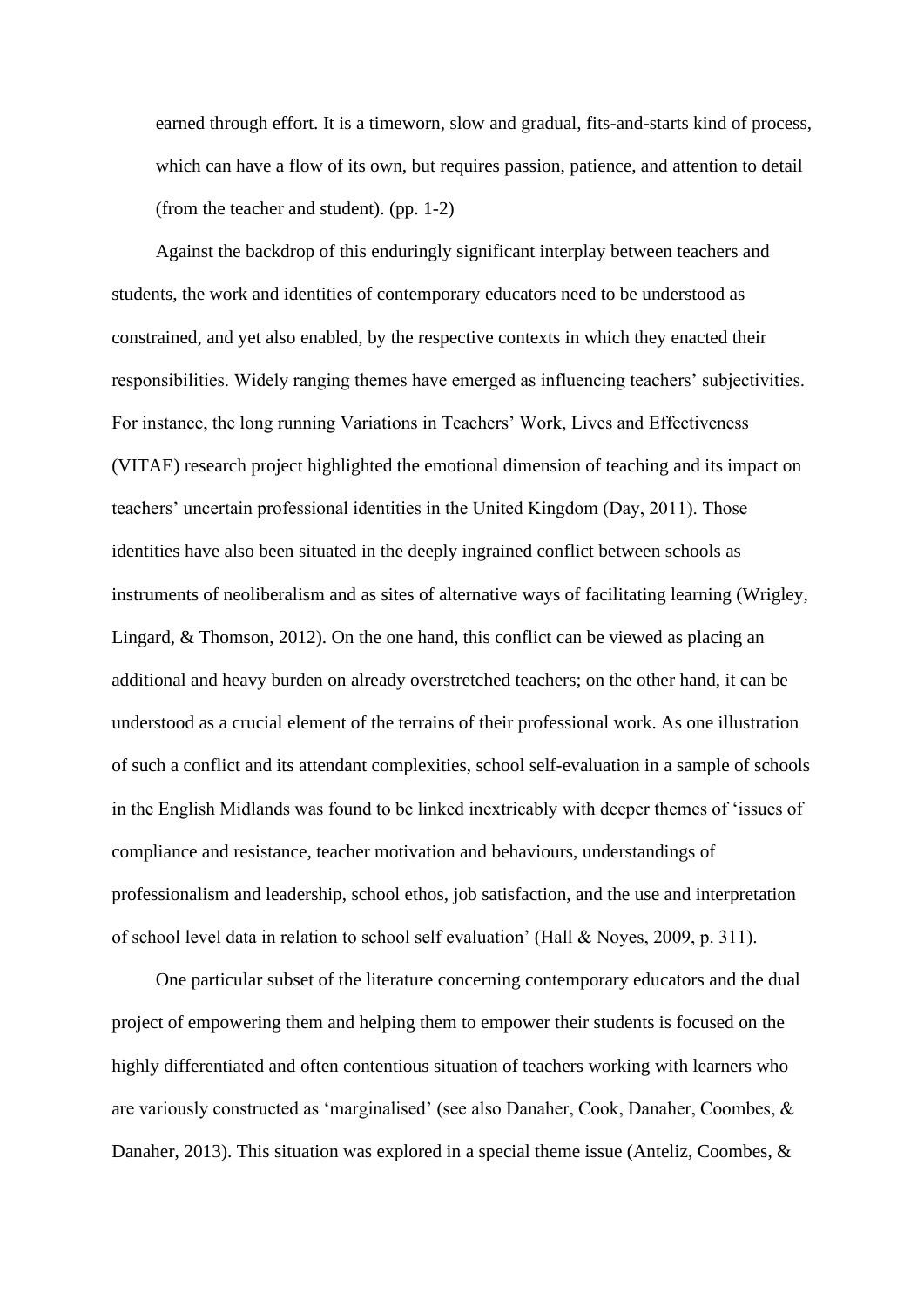> earned through effort. It is a timeworn, slow and gradual, fits-and-starts kind of process, which can have a flow of its own, but requires passion, patience, and attention to detail (from the teacher and student). (pp. 1-2)

Against the backdrop of this enduringly significant interplay between teachers and students, the work and identities of contemporary educators need to be understood as constrained, and yet also enabled, by the respective contexts in which they enacted their responsibilities. Widely ranging themes have emerged as influencing teachers' subjectivities. For instance, the long running Variations in Teachers' Work, Lives and Effectiveness (VITAE) research project highlighted the emotional dimension of teaching and its impact on teachers' uncertain professional identities in the United Kingdom (Day, 2011). Those identities have also been situated in the deeply ingrained conflict between schools as instruments of neoliberalism and as sites of alternative ways of facilitating learning (Wrigley, Lingard, & Thomson, 2012). On the one hand, this conflict can be viewed as placing an additional and heavy burden on already overstretched teachers; on the other hand, it can be understood as a crucial element of the terrains of their professional work. As one illustration of such a conflict and its attendant complexities, school self-evaluation in a sample of schools in the English Midlands was found to be linked inextricably with deeper themes of 'issues of compliance and resistance, teacher motivation and behaviours, understandings of professionalism and leadership, school ethos, job satisfaction, and the use and interpretation of school level data in relation to school self evaluation' (Hall & Noyes, 2009, p. 311).

One particular subset of the literature concerning contemporary educators and the dual project of empowering them and helping them to empower their students is focused on the highly differentiated and often contentious situation of teachers working with learners who are variously constructed as 'marginalised' (see also Danaher, Cook, Danaher, Coombes, & Danaher, 2013). This situation was explored in a special theme issue (Anteliz, Coombes, &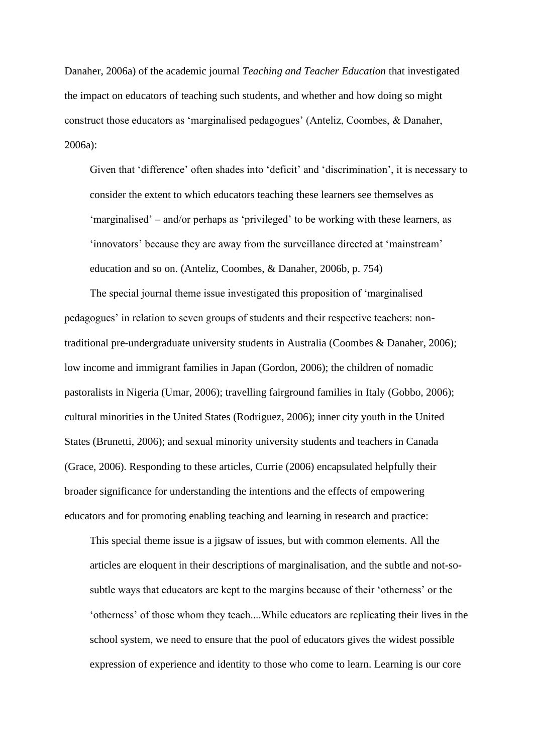Danaher, 2006a) of the academic journal *Teaching and Teacher Education* that investigated the impact on educators of teaching such students, and whether and how doing so might construct those educators as 'marginalised pedagogues' (Anteliz, Coombes, & Danaher, 2006a):

> Given that 'difference' often shades into 'deficit' and 'discrimination', it is necessary to consider the extent to which educators teaching these learners see themselves as 'marginalised' – and/or perhaps as 'privileged' to be working with these learners, as 'innovators' because they are away from the surveillance directed at 'mainstream' education and so on. (Anteliz, Coombes, & Danaher, 2006b, p. 754)

The special journal theme issue investigated this proposition of 'marginalised pedagogues' in relation to seven groups of students and their respective teachers: non-traditional pre-undergraduate university students in Australia (Coombes & Danaher, 2006); low income and immigrant families in Japan (Gordon, 2006); the children of nomadic pastoralists in Nigeria (Umar, 2006); travelling fairground families in Italy (Gobbo, 2006); cultural minorities in the United States (Rodriguez, 2006); inner city youth in the United States (Brunetti, 2006); and sexual minority university students and teachers in Canada (Grace, 2006). Responding to these articles, Currie (2006) encapsulated helpfully their broader significance for understanding the intentions and the effects of empowering educators and for promoting enabling teaching and learning in research and practice:

> This special theme issue is a jigsaw of issues, but with common elements. All the articles are eloquent in their descriptions of marginalisation, and the subtle and not-so-subtle ways that educators are kept to the margins because of their 'otherness' or the 'otherness' of those whom they teach....While educators are replicating their lives in the school system, we need to ensure that the pool of educators gives the widest possible expression of experience and identity to those who come to learn. Learning is our core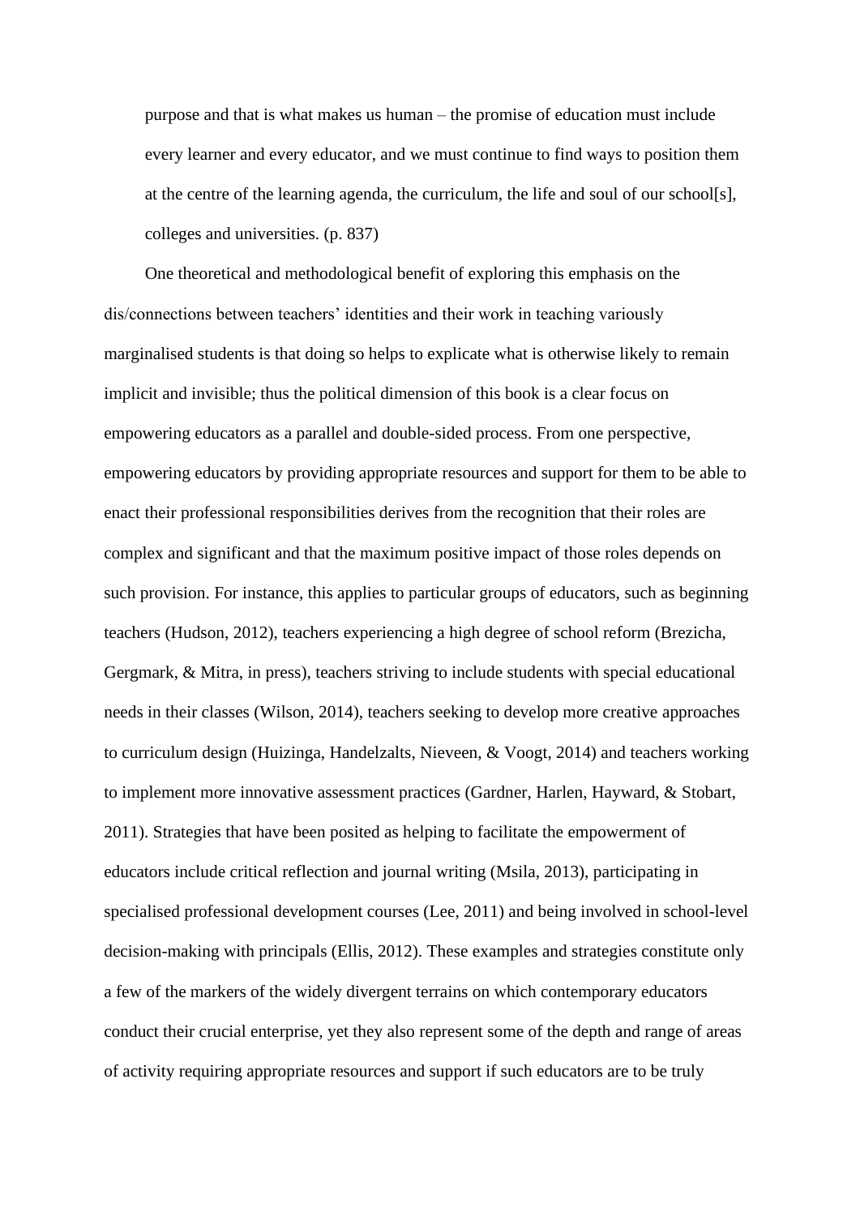> purpose and that is what makes us human – the promise of education must include every learner and every educator, and we must continue to find ways to position them at the centre of the learning agenda, the curriculum, the life and soul of our school[s], colleges and universities. (p. 837)

One theoretical and methodological benefit of exploring this emphasis on the dis/connections between teachers' identities and their work in teaching variously marginalised students is that doing so helps to explicate what is otherwise likely to remain implicit and invisible; thus the political dimension of this book is a clear focus on empowering educators as a parallel and double-sided process. From one perspective, empowering educators by providing appropriate resources and support for them to be able to enact their professional responsibilities derives from the recognition that their roles are complex and significant and that the maximum positive impact of those roles depends on such provision. For instance, this applies to particular groups of educators, such as beginning teachers (Hudson, 2012), teachers experiencing a high degree of school reform (Brezicha, Gergmark, & Mitra, in press), teachers striving to include students with special educational needs in their classes (Wilson, 2014), teachers seeking to develop more creative approaches to curriculum design (Huizinga, Handelzalts, Nieveen, & Voogt, 2014) and teachers working to implement more innovative assessment practices (Gardner, Harlen, Hayward, & Stobart, 2011). Strategies that have been posited as helping to facilitate the empowerment of educators include critical reflection and journal writing (Msila, 2013), participating in specialised professional development courses (Lee, 2011) and being involved in school-level decision-making with principals (Ellis, 2012). These examples and strategies constitute only a few of the markers of the widely divergent terrains on which contemporary educators conduct their crucial enterprise, yet they also represent some of the depth and range of areas of activity requiring appropriate resources and support if such educators are to be truly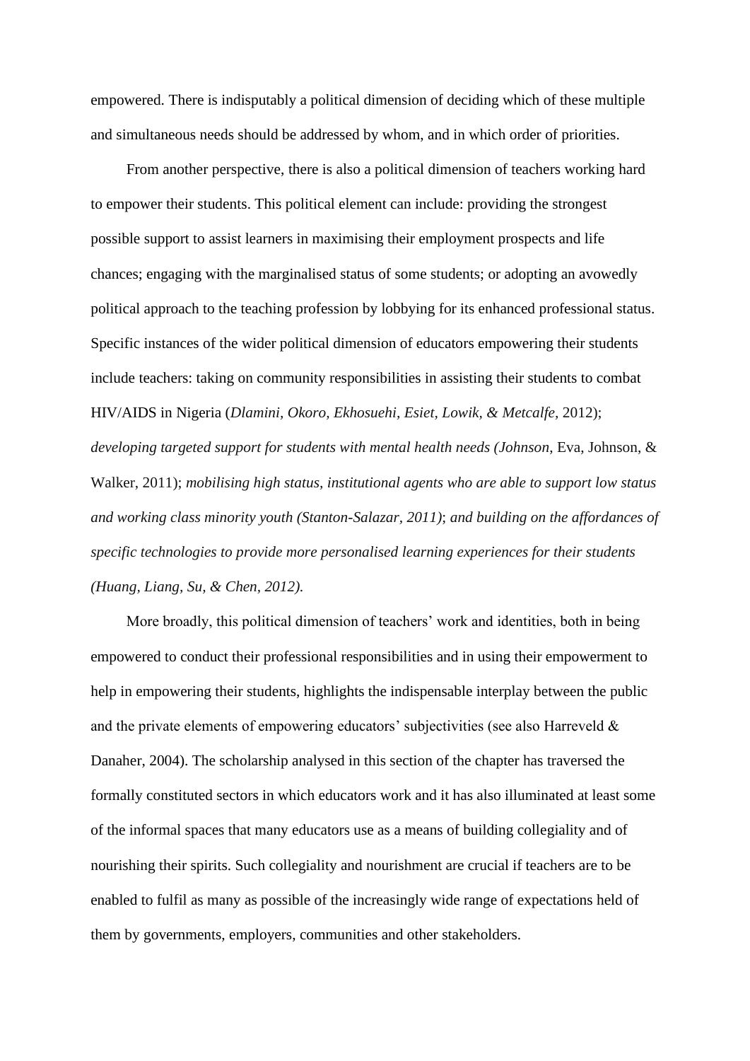empowered. There is indisputably a political dimension of deciding which of these multiple and simultaneous needs should be addressed by whom, and in which order of priorities.

From another perspective, there is also a political dimension of teachers working hard to empower their students. This political element can include: providing the strongest possible support to assist learners in maximising their employment prospects and life chances; engaging with the marginalised status of some students; or adopting an avowedly political approach to the teaching profession by lobbying for its enhanced professional status. Specific instances of the wider political dimension of educators empowering their students include teachers: taking on community responsibilities in assisting their students to combat HIV/AIDS in Nigeria (*Dlamini, Okoro, Ekhosuehi, Esiet, Lowik, & Metcalfe,* 2012); *developing targeted support for students with mental health needs (Johnson*, Eva, Johnson, & Walker, 2011); *mobilising high status, institutional agents who are able to support low status and working class minority youth (Stanton-Salazar, 2011)*; *and building on the affordances of specific technologies to provide more personalised learning experiences for their students (Huang, Liang, Su, & Chen, 2012).*

More broadly, this political dimension of teachers' work and identities, both in being empowered to conduct their professional responsibilities and in using their empowerment to help in empowering their students, highlights the indispensable interplay between the public and the private elements of empowering educators' subjectivities (see also Harreveld & Danaher, 2004). The scholarship analysed in this section of the chapter has traversed the formally constituted sectors in which educators work and it has also illuminated at least some of the informal spaces that many educators use as a means of building collegiality and of nourishing their spirits. Such collegiality and nourishment are crucial if teachers are to be enabled to fulfil as many as possible of the increasingly wide range of expectations held of them by governments, employers, communities and other stakeholders.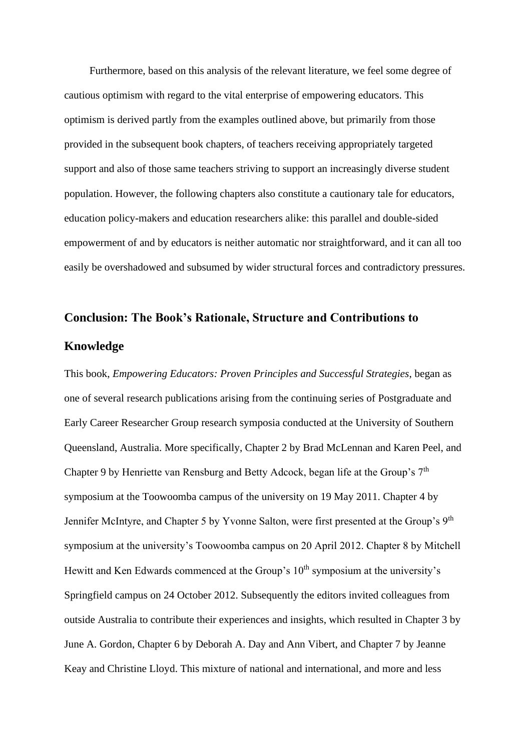Furthermore, based on this analysis of the relevant literature, we feel some degree of cautious optimism with regard to the vital enterprise of empowering educators. This optimism is derived partly from the examples outlined above, but primarily from those provided in the subsequent book chapters, of teachers receiving appropriately targeted support and also of those same teachers striving to support an increasingly diverse student population. However, the following chapters also constitute a cautionary tale for educators, education policy-makers and education researchers alike: this parallel and double-sided empowerment of and by educators is neither automatic nor straightforward, and it can all too easily be overshadowed and subsumed by wider structural forces and contradictory pressures.

## Conclusion: The Book's Rationale, Structure and Contributions to Knowledge

This book, *Empowering Educators: Proven Principles and Successful Strategies*, began as one of several research publications arising from the continuing series of Postgraduate and Early Career Researcher Group research symposia conducted at the University of Southern Queensland, Australia. More specifically, Chapter 2 by Brad McLennan and Karen Peel, and Chapter 9 by Henriette van Rensburg and Betty Adcock, began life at the Group's 7th symposium at the Toowoomba campus of the university on 19 May 2011. Chapter 4 by Jennifer McIntyre, and Chapter 5 by Yvonne Salton, were first presented at the Group's 9th symposium at the university's Toowoomba campus on 20 April 2012. Chapter 8 by Mitchell Hewitt and Ken Edwards commenced at the Group's 10th symposium at the university's Springfield campus on 24 October 2012. Subsequently the editors invited colleagues from outside Australia to contribute their experiences and insights, which resulted in Chapter 3 by June A. Gordon, Chapter 6 by Deborah A. Day and Ann Vibert, and Chapter 7 by Jeanne Keay and Christine Lloyd. This mixture of national and international, and more and less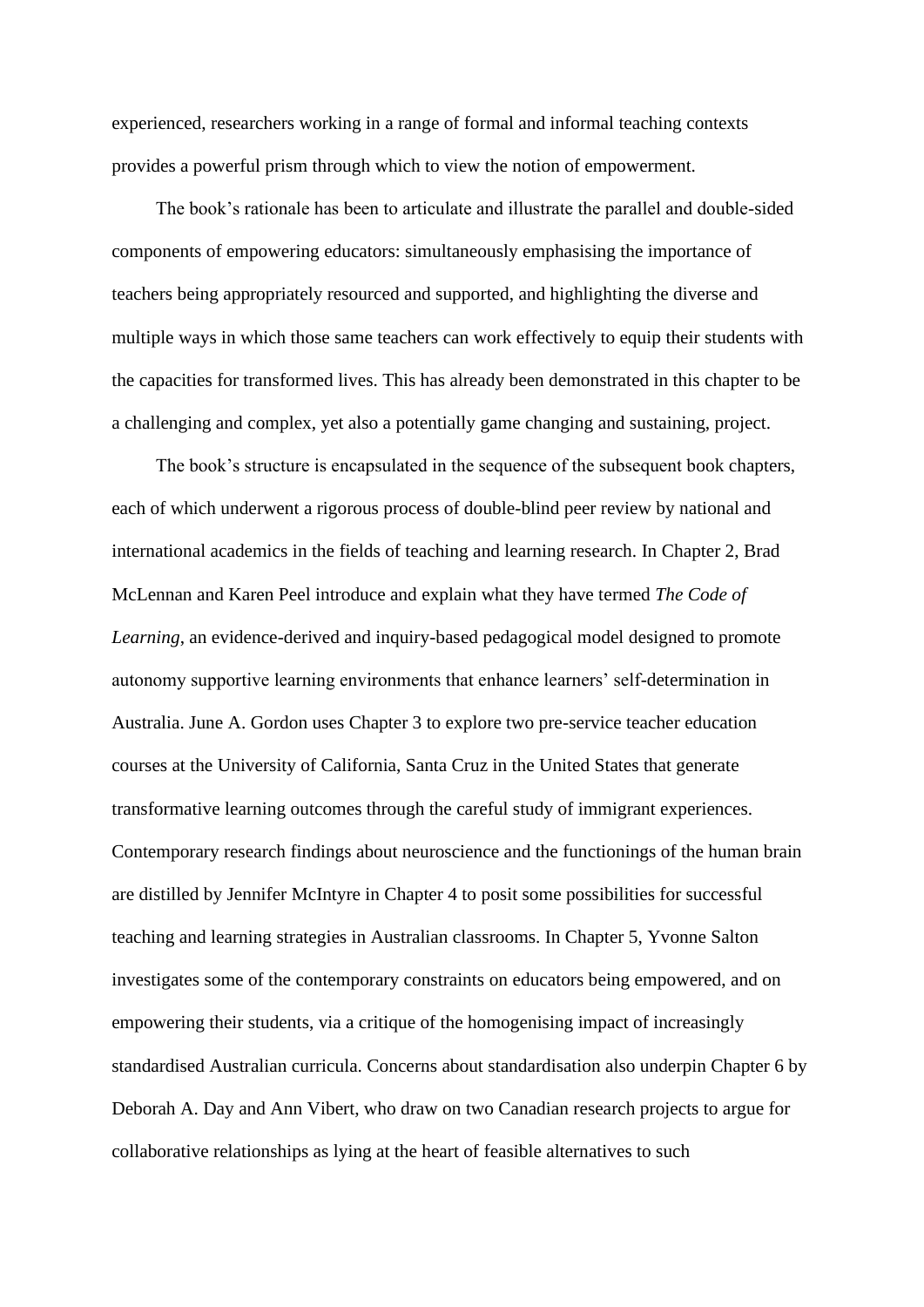experienced, researchers working in a range of formal and informal teaching contexts provides a powerful prism through which to view the notion of empowerment.

The book's rationale has been to articulate and illustrate the parallel and double-sided components of empowering educators: simultaneously emphasising the importance of teachers being appropriately resourced and supported, and highlighting the diverse and multiple ways in which those same teachers can work effectively to equip their students with the capacities for transformed lives. This has already been demonstrated in this chapter to be a challenging and complex, yet also a potentially game changing and sustaining, project.

The book's structure is encapsulated in the sequence of the subsequent book chapters, each of which underwent a rigorous process of double-blind peer review by national and international academics in the fields of teaching and learning research. In Chapter 2, Brad McLennan and Karen Peel introduce and explain what they have termed *The Code of Learning*, an evidence-derived and inquiry-based pedagogical model designed to promote autonomy supportive learning environments that enhance learners' self-determination in Australia. June A. Gordon uses Chapter 3 to explore two pre-service teacher education courses at the University of California, Santa Cruz in the United States that generate transformative learning outcomes through the careful study of immigrant experiences. Contemporary research findings about neuroscience and the functionings of the human brain are distilled by Jennifer McIntyre in Chapter 4 to posit some possibilities for successful teaching and learning strategies in Australian classrooms. In Chapter 5, Yvonne Salton investigates some of the contemporary constraints on educators being empowered, and on empowering their students, via a critique of the homogenising impact of increasingly standardised Australian curricula. Concerns about standardisation also underpin Chapter 6 by Deborah A. Day and Ann Vibert, who draw on two Canadian research projects to argue for collaborative relationships as lying at the heart of feasible alternatives to such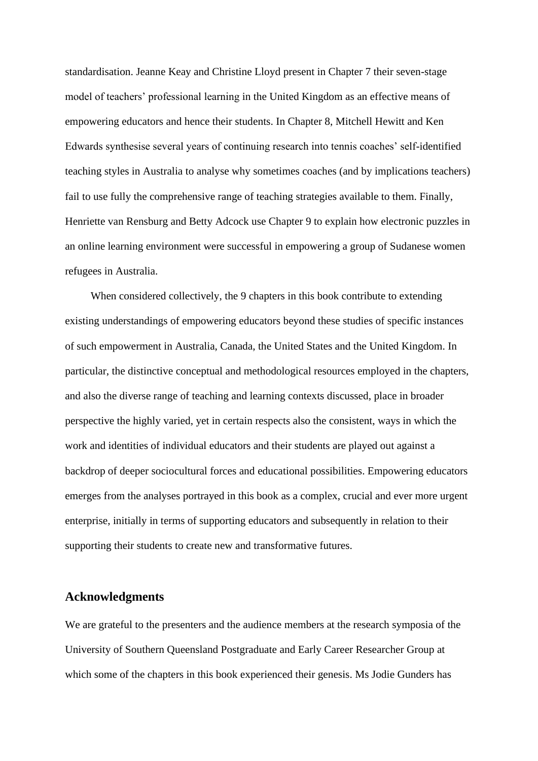standardisation. Jeanne Keay and Christine Lloyd present in Chapter 7 their seven-stage model of teachers' professional learning in the United Kingdom as an effective means of empowering educators and hence their students. In Chapter 8, Mitchell Hewitt and Ken Edwards synthesise several years of continuing research into tennis coaches' self-identified teaching styles in Australia to analyse why sometimes coaches (and by implications teachers) fail to use fully the comprehensive range of teaching strategies available to them. Finally, Henriette van Rensburg and Betty Adcock use Chapter 9 to explain how electronic puzzles in an online learning environment were successful in empowering a group of Sudanese women refugees in Australia.

When considered collectively, the 9 chapters in this book contribute to extending existing understandings of empowering educators beyond these studies of specific instances of such empowerment in Australia, Canada, the United States and the United Kingdom. In particular, the distinctive conceptual and methodological resources employed in the chapters, and also the diverse range of teaching and learning contexts discussed, place in broader perspective the highly varied, yet in certain respects also the consistent, ways in which the work and identities of individual educators and their students are played out against a backdrop of deeper sociocultural forces and educational possibilities. Empowering educators emerges from the analyses portrayed in this book as a complex, crucial and ever more urgent enterprise, initially in terms of supporting educators and subsequently in relation to their supporting their students to create new and transformative futures.

## Acknowledgments

We are grateful to the presenters and the audience members at the research symposia of the University of Southern Queensland Postgraduate and Early Career Researcher Group at which some of the chapters in this book experienced their genesis. Ms Jodie Gunders has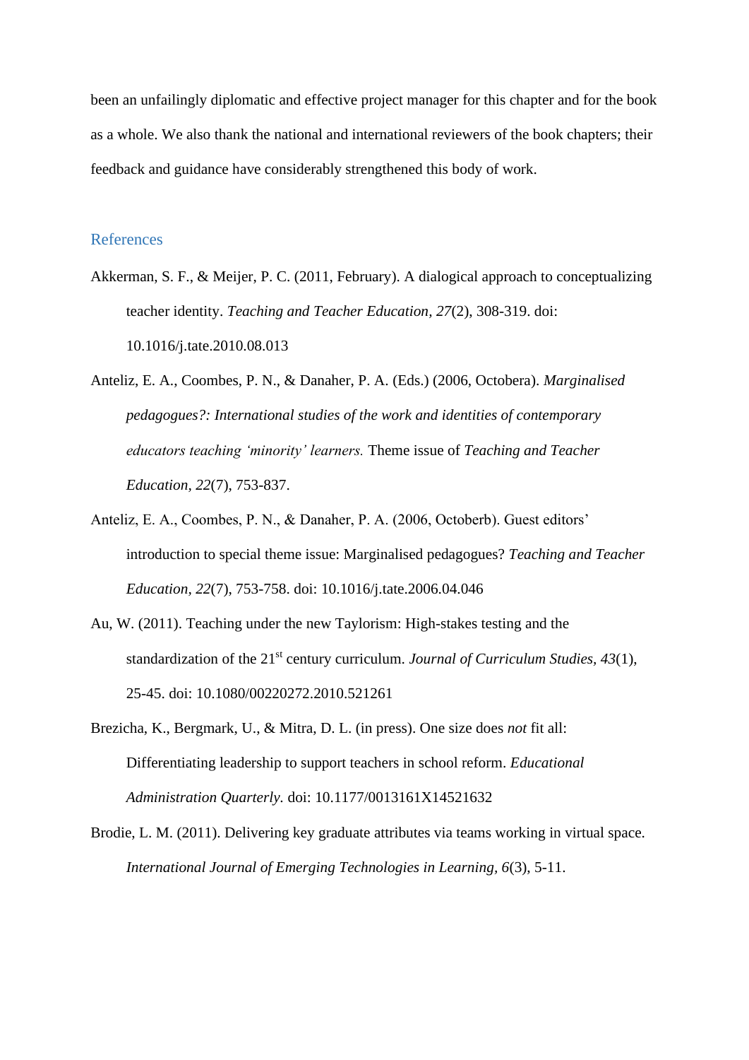been an unfailingly diplomatic and effective project manager for this chapter and for the book as a whole. We also thank the national and international reviewers of the book chapters; their feedback and guidance have considerably strengthened this body of work.

## References

Akkerman, S. F., & Meijer, P. C. (2011, February). A dialogical approach to conceptualizing teacher identity. *Teaching and Teacher Education, 27*(2), 308-319. doi: 10.1016/j.tate.2010.08.013

Anteliz, E. A., Coombes, P. N., & Danaher, P. A. (Eds.) (2006, Octobera). *Marginalised pedagogues?: International studies of the work and identities of contemporary educators teaching 'minority' learners.* Theme issue of *Teaching and Teacher Education, 22*(7), 753-837.

Anteliz, E. A., Coombes, P. N., & Danaher, P. A. (2006, Octoberb). Guest editors' introduction to special theme issue: Marginalised pedagogues? *Teaching and Teacher Education, 22*(7), 753-758. doi: 10.1016/j.tate.2006.04.046

Au, W. (2011). Teaching under the new Taylorism: High-stakes testing and the standardization of the 21st century curriculum. *Journal of Curriculum Studies, 43*(1), 25-45. doi: 10.1080/00220272.2010.521261

Brezicha, K., Bergmark, U., & Mitra, D. L. (in press). One size does *not* fit all: Differentiating leadership to support teachers in school reform. *Educational Administration Quarterly.* doi: 10.1177/0013161X14521632

Brodie, L. M. (2011). Delivering key graduate attributes via teams working in virtual space. *International Journal of Emerging Technologies in Learning, 6*(3), 5-11.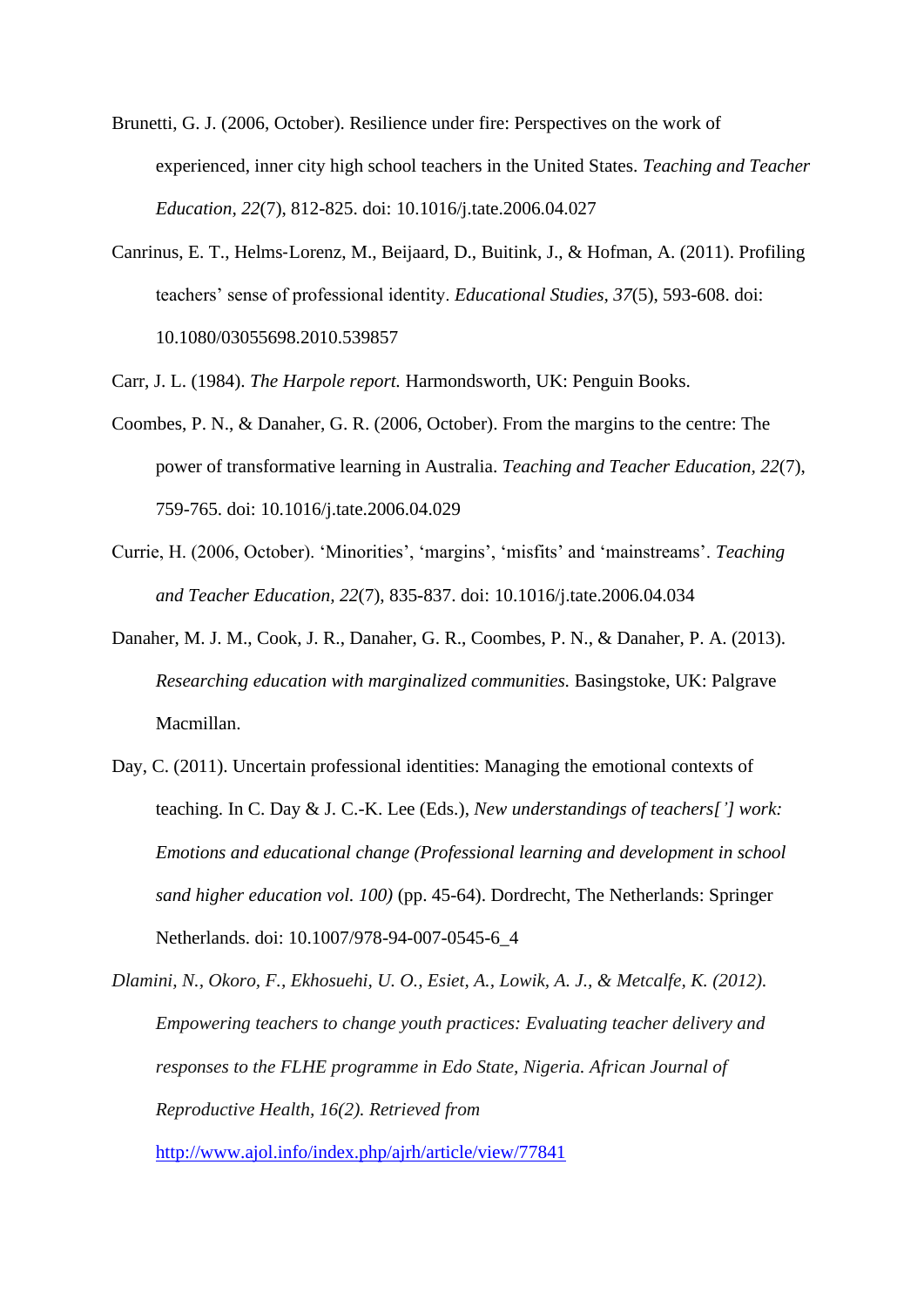Brunetti, G. J. (2006, October). Resilience under fire: Perspectives on the work of experienced, inner city high school teachers in the United States. *Teaching and Teacher Education, 22*(7), 812-825. doi: 10.1016/j.tate.2006.04.027

Canrinus, E. T., Helms-Lorenz, M., Beijaard, D., Buitink, J., & Hofman, A. (2011). Profiling teachers' sense of professional identity. *Educational Studies, 37*(5), 593-608. doi: 10.1080/03055698.2010.539857

Carr, J. L. (1984). *The Harpole report.* Harmondsworth, UK: Penguin Books.

Coombes, P. N., & Danaher, G. R. (2006, October). From the margins to the centre: The power of transformative learning in Australia. *Teaching and Teacher Education, 22*(7), 759-765. doi: 10.1016/j.tate.2006.04.029

Currie, H. (2006, October). 'Minorities', 'margins', 'misfits' and 'mainstreams'. *Teaching and Teacher Education, 22*(7), 835-837. doi: 10.1016/j.tate.2006.04.034

Danaher, M. J. M., Cook, J. R., Danaher, G. R., Coombes, P. N., & Danaher, P. A. (2013). *Researching education with marginalized communities.* Basingstoke, UK: Palgrave Macmillan.

Day, C. (2011). Uncertain professional identities: Managing the emotional contexts of teaching. In C. Day & J. C.-K. Lee (Eds.), *New understandings of teachers['] work: Emotions and educational change (Professional learning and development in school sand higher education vol. 100)* (pp. 45-64). Dordrecht, The Netherlands: Springer Netherlands. doi: 10.1007/978-94-007-0545-6_4

*Dlamini, N., Okoro, F., Ekhosuehi, U. O., Esiet, A., Lowik, A. J., & Metcalfe, K. (2012). Empowering teachers to change youth practices: Evaluating teacher delivery and responses to the FLHE programme in Edo State, Nigeria. African Journal of Reproductive Health, 16(2). Retrieved from* [http://www.ajol.info/index.php/ajrh/article/view/77841](http://www.ajol.info/index.php/ajrh/article/view/77841)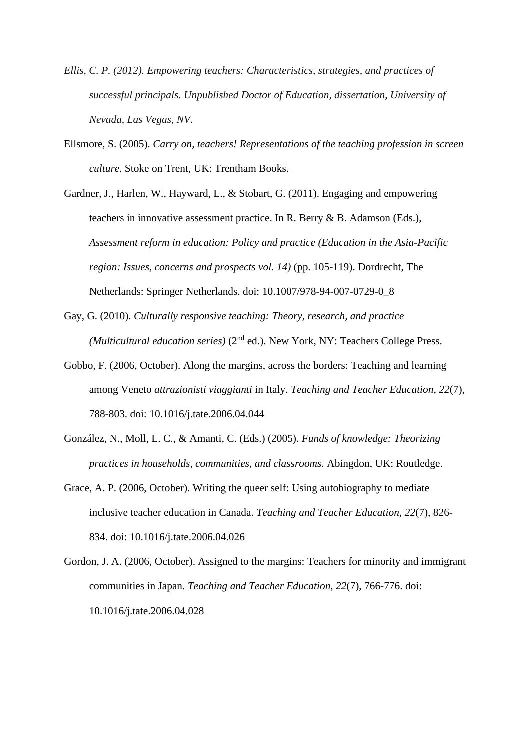*Ellis, C. P. (2012). Empowering teachers: Characteristics, strategies, and practices of successful principals. Unpublished Doctor of Education, dissertation, University of Nevada, Las Vegas, NV.*

Ellsmore, S. (2005). *Carry on, teachers! Representations of the teaching profession in screen culture.* Stoke on Trent, UK: Trentham Books.

Gardner, J., Harlen, W., Hayward, L., & Stobart, G. (2011). Engaging and empowering teachers in innovative assessment practice. In R. Berry & B. Adamson (Eds.), *Assessment reform in education: Policy and practice (Education in the Asia-Pacific region: Issues, concerns and prospects vol. 14)* (pp. 105-119). Dordrecht, The Netherlands: Springer Netherlands. doi: 10.1007/978-94-007-0729-0_8

Gay, G. (2010). *Culturally responsive teaching: Theory, research, and practice (Multicultural education series)* (2nd ed.). New York, NY: Teachers College Press.

Gobbo, F. (2006, October). Along the margins, across the borders: Teaching and learning among Veneto *attrazionisti viaggianti* in Italy. *Teaching and Teacher Education*, *22*(7), 788-803. doi: 10.1016/j.tate.2006.04.044

González, N., Moll, L. C., & Amanti, C. (Eds.) (2005). *Funds of knowledge: Theorizing practices in households, communities, and classrooms.* Abingdon, UK: Routledge.

Grace, A. P. (2006, October). Writing the queer self: Using autobiography to mediate inclusive teacher education in Canada. *Teaching and Teacher Education*, *22*(7), 826-834. doi: 10.1016/j.tate.2006.04.026

Gordon, J. A. (2006, October). Assigned to the margins: Teachers for minority and immigrant communities in Japan. *Teaching and Teacher Education, 22*(7), 766-776. doi: 10.1016/j.tate.2006.04.028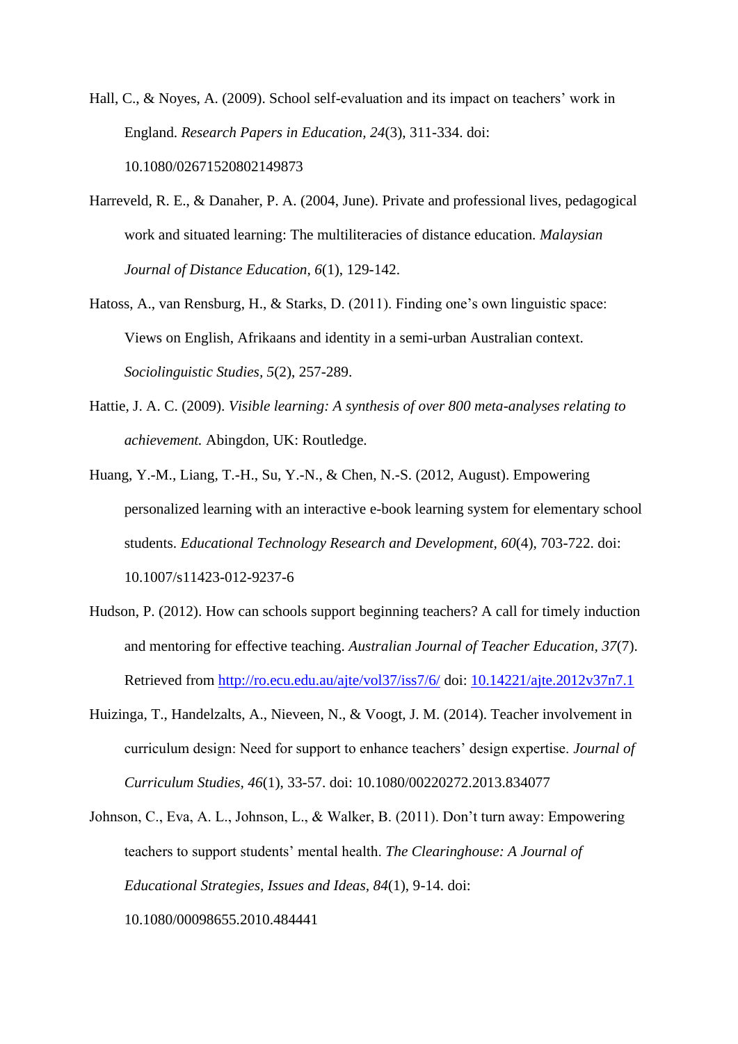Hall, C., & Noyes, A. (2009). School self-evaluation and its impact on teachers' work in England. *Research Papers in Education, 24*(3), 311-334. doi: 10.1080/02671520802149873

Harreveld, R. E., & Danaher, P. A. (2004, June). Private and professional lives, pedagogical work and situated learning: The multiliteracies of distance education. *Malaysian Journal of Distance Education, 6*(1), 129-142.

Hatoss, A., van Rensburg, H., & Starks, D. (2011). Finding one's own linguistic space: Views on English, Afrikaans and identity in a semi-urban Australian context. *Sociolinguistic Studies, 5*(2), 257-289.

Hattie, J. A. C. (2009). *Visible learning: A synthesis of over 800 meta-analyses relating to achievement.* Abingdon, UK: Routledge.

Huang, Y.-M., Liang, T.-H., Su, Y.-N., & Chen, N.-S. (2012, August). Empowering personalized learning with an interactive e-book learning system for elementary school students. *Educational Technology Research and Development, 60*(4), 703-722. doi: 10.1007/s11423-012-9237-6

Hudson, P. (2012). How can schools support beginning teachers? A call for timely induction and mentoring for effective teaching. *Australian Journal of Teacher Education, 37*(7). Retrieved from http://ro.ecu.edu.au/ajte/vol37/iss7/6/ doi: 10.14221/ajte.2012v37n7.1

Huizinga, T., Handelzalts, A., Nieveen, N., & Voogt, J. M. (2014). Teacher involvement in curriculum design: Need for support to enhance teachers' design expertise. *Journal of Curriculum Studies, 46*(1), 33-57. doi: 10.1080/00220272.2013.834077

Johnson, C., Eva, A. L., Johnson, L., & Walker, B. (2011). Don't turn away: Empowering teachers to support students' mental health. *The Clearinghouse: A Journal of Educational Strategies, Issues and Ideas, 84*(1), 9-14. doi: 10.1080/00098655.2010.484441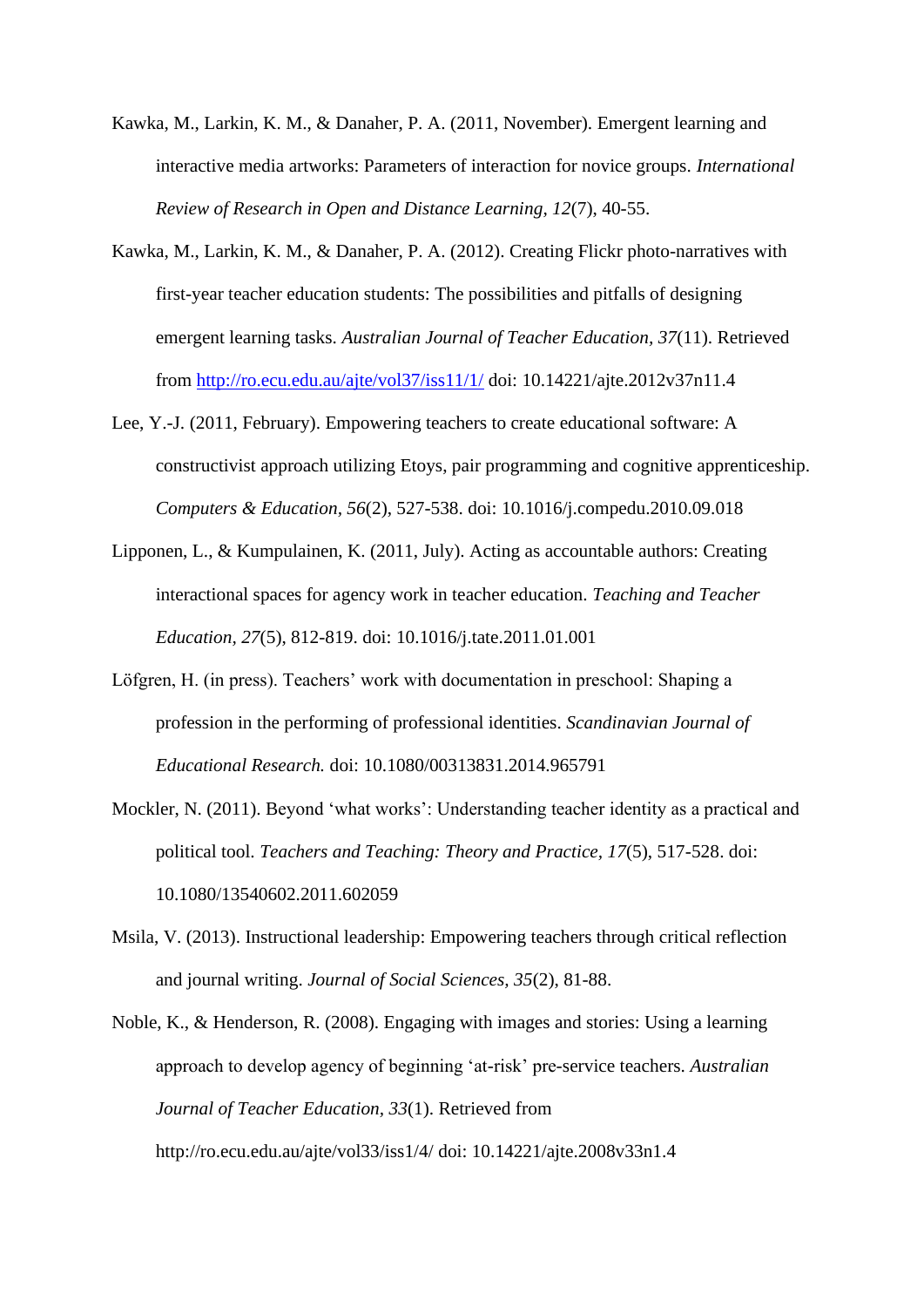Kawka, M., Larkin, K. M., & Danaher, P. A. (2011, November). Emergent learning and interactive media artworks: Parameters of interaction for novice groups. *International Review of Research in Open and Distance Learning, 12*(7), 40-55.

Kawka, M., Larkin, K. M., & Danaher, P. A. (2012). Creating Flickr photo-narratives with first-year teacher education students: The possibilities and pitfalls of designing emergent learning tasks. *Australian Journal of Teacher Education, 37*(11). Retrieved from http://ro.ecu.edu.au/ajte/vol37/iss11/1/ doi: 10.14221/ajte.2012v37n11.4

Lee, Y.-J. (2011, February). Empowering teachers to create educational software: A constructivist approach utilizing Etoys, pair programming and cognitive apprenticeship. *Computers & Education, 56*(2), 527-538. doi: 10.1016/j.compedu.2010.09.018

Lipponen, L., & Kumpulainen, K. (2011, July). Acting as accountable authors: Creating interactional spaces for agency work in teacher education. *Teaching and Teacher Education, 27*(5), 812-819. doi: 10.1016/j.tate.2011.01.001

Löfgren, H. (in press). Teachers' work with documentation in preschool: Shaping a profession in the performing of professional identities. *Scandinavian Journal of Educational Research.* doi: 10.1080/00313831.2014.965791

Mockler, N. (2011). Beyond 'what works': Understanding teacher identity as a practical and political tool. *Teachers and Teaching: Theory and Practice, 17*(5), 517-528. doi: 10.1080/13540602.2011.602059

Msila, V. (2013). Instructional leadership: Empowering teachers through critical reflection and journal writing. *Journal of Social Sciences, 35*(2), 81-88.

Noble, K., & Henderson, R. (2008). Engaging with images and stories: Using a learning approach to develop agency of beginning 'at-risk' pre-service teachers. *Australian Journal of Teacher Education, 33*(1). Retrieved from http://ro.ecu.edu.au/ajte/vol33/iss1/4/ doi: 10.14221/ajte.2008v33n1.4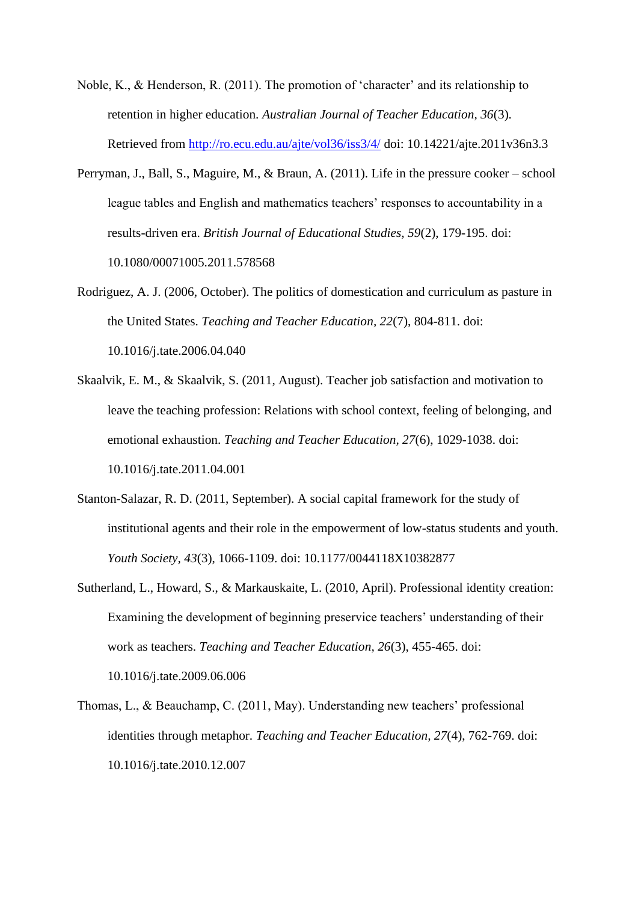Noble, K., & Henderson, R. (2011). The promotion of 'character' and its relationship to retention in higher education. *Australian Journal of Teacher Education, 36*(3). Retrieved from http://ro.ecu.edu.au/ajte/vol36/iss3/4/ doi: 10.14221/ajte.2011v36n3.3

Perryman, J., Ball, S., Maguire, M., & Braun, A. (2011). Life in the pressure cooker – school league tables and English and mathematics teachers' responses to accountability in a results-driven era. *British Journal of Educational Studies, 59*(2), 179-195. doi: 10.1080/00071005.2011.578568

Rodriguez, A. J. (2006, October). The politics of domestication and curriculum as pasture in the United States. *Teaching and Teacher Education, 22*(7), 804-811. doi: 10.1016/j.tate.2006.04.040

Skaalvik, E. M., & Skaalvik, S. (2011, August). Teacher job satisfaction and motivation to leave the teaching profession: Relations with school context, feeling of belonging, and emotional exhaustion. *Teaching and Teacher Education, 27*(6), 1029-1038. doi: 10.1016/j.tate.2011.04.001

Stanton-Salazar, R. D. (2011, September). A social capital framework for the study of institutional agents and their role in the empowerment of low-status students and youth. *Youth Society, 43*(3), 1066-1109. doi: 10.1177/0044118X10382877

Sutherland, L., Howard, S., & Markauskaite, L. (2010, April). Professional identity creation: Examining the development of beginning preservice teachers' understanding of their work as teachers. *Teaching and Teacher Education, 26*(3), 455-465. doi: 10.1016/j.tate.2009.06.006

Thomas, L., & Beauchamp, C. (2011, May). Understanding new teachers' professional identities through metaphor. *Teaching and Teacher Education, 27*(4), 762-769. doi: 10.1016/j.tate.2010.12.007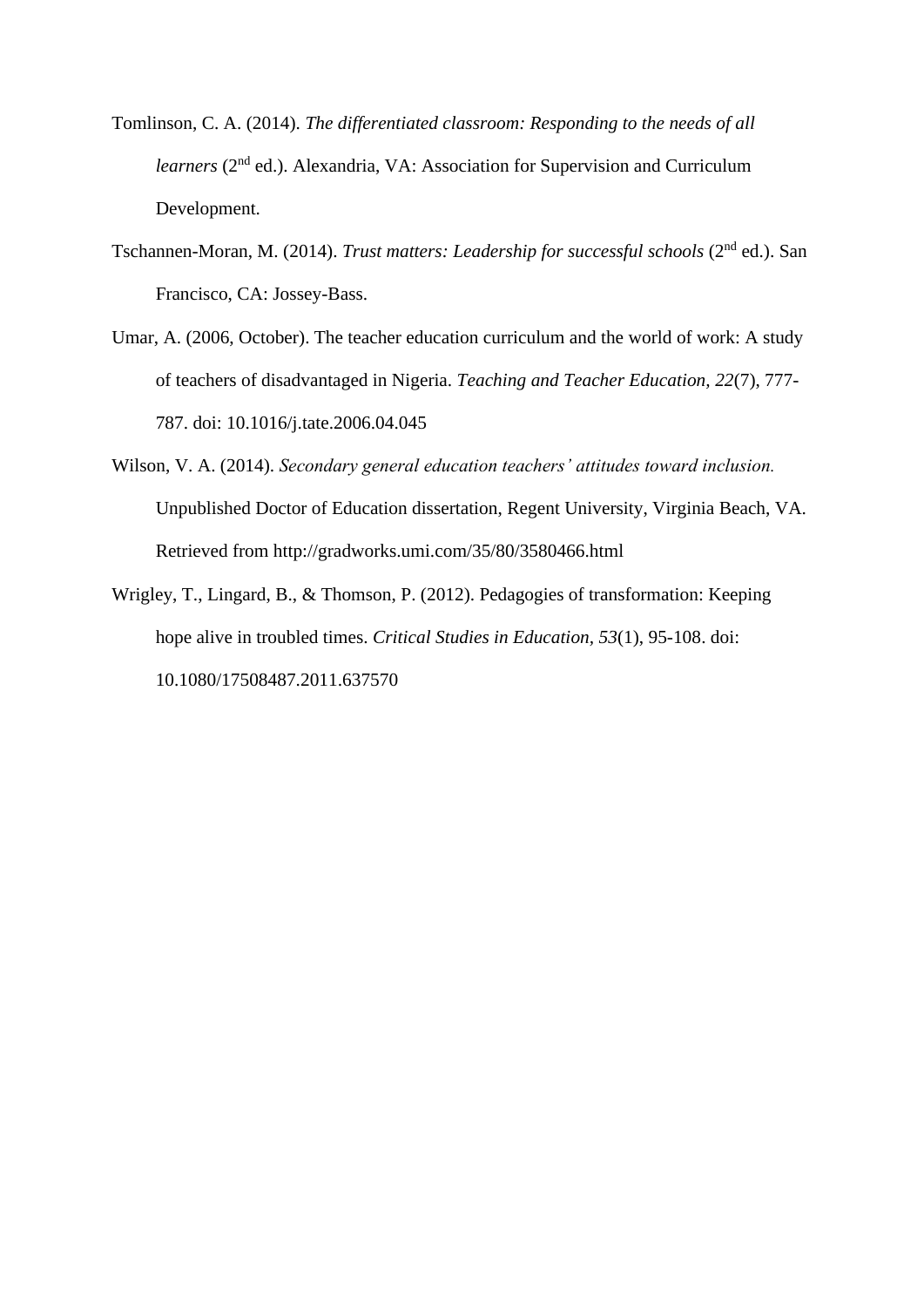Tomlinson, C. A. (2014). *The differentiated classroom: Responding to the needs of all learners* (2nd ed.). Alexandria, VA: Association for Supervision and Curriculum Development.

Tschannen-Moran, M. (2014). *Trust matters: Leadership for successful schools* (2nd ed.). San Francisco, CA: Jossey-Bass.

Umar, A. (2006, October). The teacher education curriculum and the world of work: A study of teachers of disadvantaged in Nigeria. *Teaching and Teacher Education, 22*(7), 777-787. doi: 10.1016/j.tate.2006.04.045

Wilson, V. A. (2014). *Secondary general education teachers' attitudes toward inclusion.* Unpublished Doctor of Education dissertation, Regent University, Virginia Beach, VA. Retrieved from http://gradworks.umi.com/35/80/3580466.html

Wrigley, T., Lingard, B., & Thomson, P. (2012). Pedagogies of transformation: Keeping hope alive in troubled times. *Critical Studies in Education, 53*(1), 95-108. doi: 10.1080/17508487.2011.637570